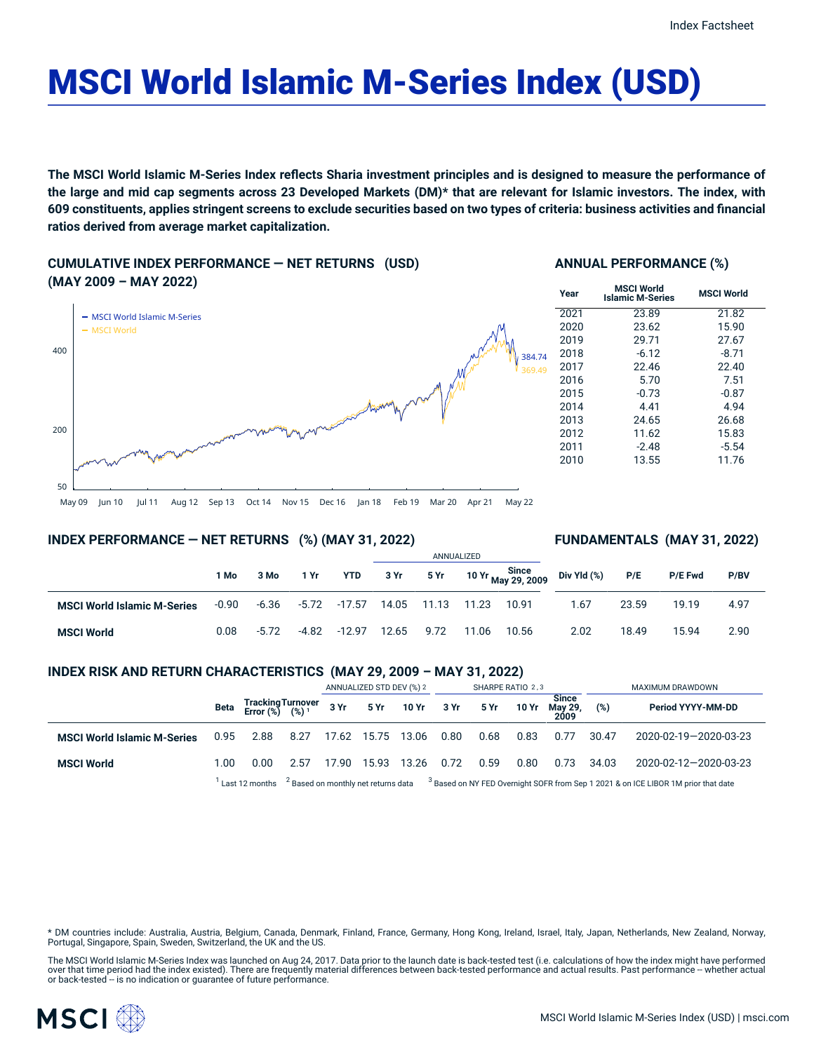Index Factsheet

# MSCI World Islamic M-Series Index (USD)

**The MSCI World Islamic M-Series Index reflects Sharia investment principles and is designed to measure the performance of the large and mid cap segments across 23 Developed Markets (DM)* that are relevant for Islamic investors. The index, with 609 constituents, applies stringent screens to exclude securities based on two types of criteria: business activities and financial ratios derived from average market capitalization.**

## CUMULATIVE INDEX PERFORMANCE — NET RETURNS (USD) (MAY 2009 – MAY 2022)

Legend: MSCI World Islamic M-Series; MSCI World

Y-axis: 50, 200, 400

X-axis: May 09, Jun 10, Jul 11, Aug 12, Sep 13, Oct 14, Nov 15, Dec 16, Jan 18, Feb 19, Mar 20, Apr 21, May 22

End values: 384.74 (MSCI World Islamic M-Series), 369.49 (MSCI World)

## ANNUAL PERFORMANCE (%)

| Year | MSCI World Islamic M-Series | MSCI World |
|---|---|---|
| 2021 | 23.89 | 21.82 |
| 2020 | 23.62 | 15.90 |
| 2019 | 29.71 | 27.67 |
| 2018 | -6.12 | -8.71 |
| 2017 | 22.46 | 22.40 |
| 2016 | 5.70 | 7.51 |
| 2015 | -0.73 | -0.87 |
| 2014 | 4.41 | 4.94 |
| 2013 | 24.65 | 26.68 |
| 2012 | 11.62 | 15.83 |
| 2011 | -2.48 | -5.54 |
| 2010 | 13.55 | 11.76 |

## INDEX PERFORMANCE — NET RETURNS (%) (MAY 31, 2022) / FUNDAMENTALS (MAY 31, 2022)

| | | | | | ANNUALIZED | | | | | | | |
|---|---|---|---|---|---|---|---|---|---|---|---|---|
| | 1 Mo | 3 Mo | 1 Yr | YTD | 3 Yr | 5 Yr | 10 Yr | Since May 29, 2009 | Div Yld (%) | P/E | P/E Fwd | P/BV |
| **MSCI World Islamic M-Series** | -0.90 | -6.36 | -5.72 | -17.57 | 14.05 | 11.13 | 11.23 | 10.91 | 1.67 | 23.59 | 19.19 | 4.97 |
| **MSCI World** | 0.08 | -5.72 | -4.82 | -12.97 | 12.65 | 9.72 | 11.06 | 10.56 | 2.02 | 18.49 | 15.94 | 2.90 |

## INDEX RISK AND RETURN CHARACTERISTICS (MAY 29, 2009 – MAY 31, 2022)

| | | | | ANNUALIZED STD DEV (%) [2] | | | SHARPE RATIO [2,3] | | | | MAXIMUM DRAWDOWN | |
|---|---|---|---|---|---|---|---|---|---|---|---|---|
| | Beta | Tracking Error (%) | Turnover (%) [1] | 3 Yr | 5 Yr | 10 Yr | 3 Yr | 5 Yr | 10 Yr | Since May 29, 2009 | (%) | Period YYYY-MM-DD |
| **MSCI World Islamic M-Series** | 0.95 | 2.88 | 8.27 | 17.62 | 15.75 | 13.06 | 0.80 | 0.68 | 0.83 | 0.77 | 30.47 | 2020-02-19—2020-03-23 |
| **MSCI World** | 1.00 | 0.00 | 2.57 | 17.90 | 15.93 | 13.26 | 0.72 | 0.59 | 0.80 | 0.73 | 34.03 | 2020-02-12—2020-03-23 |

[1] Last 12 months [2] Based on monthly net returns data [3] Based on NY FED Overnight SOFR from Sep 1 2021 & on ICE LIBOR 1M prior that date

* DM countries include: Australia, Austria, Belgium, Canada, Denmark, Finland, France, Germany, Hong Kong, Ireland, Israel, Italy, Japan, Netherlands, New Zealand, Norway, Portugal, Singapore, Spain, Sweden, Switzerland, the UK and the US.

The MSCI World Islamic M-Series Index was launched on Aug 24, 2017. Data prior to the launch date is back-tested test (i.e. calculations of how the index might have performed over that time period had the index existed). There are frequently material differences between back-tested performance and actual results. Past performance -- whether actual or back-tested -- is no indication or guarantee of future performance.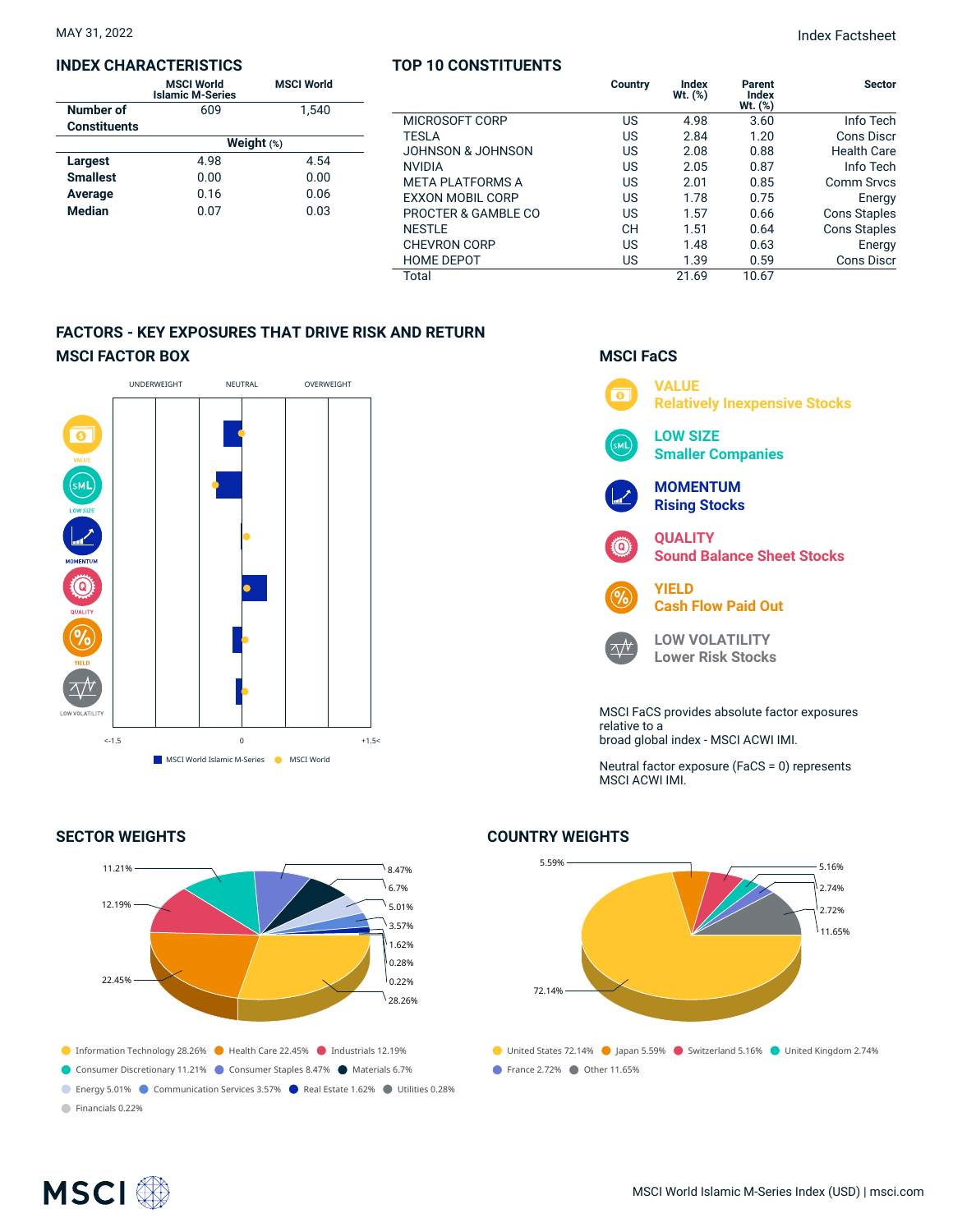MAY 31, 2022

Index Factsheet

## INDEX CHARACTERISTICS

| | MSCI World Islamic M-Series | MSCI World |
|---|---|---|
| Number of Constituents | 609 | 1,540 |
| | **Weight (%)** | |
| Largest | 4.98 | 4.54 |
| Smallest | 0.00 | 0.00 |
| Average | 0.16 | 0.06 |
| Median | 0.07 | 0.03 |

## TOP 10 CONSTITUENTS

| | Country | Index Wt. (%) | Parent Index Wt. (%) | Sector |
|---|---|---|---|---|
| MICROSOFT CORP | US | 4.98 | 3.60 | Info Tech |
| TESLA | US | 2.84 | 1.20 | Cons Discr |
| JOHNSON & JOHNSON | US | 2.08 | 0.88 | Health Care |
| NVIDIA | US | 2.05 | 0.87 | Info Tech |
| META PLATFORMS A | US | 2.01 | 0.85 | Comm Srvcs |
| EXXON MOBIL CORP | US | 1.78 | 0.75 | Energy |
| PROCTER & GAMBLE CO | US | 1.57 | 0.66 | Cons Staples |
| NESTLE | CH | 1.51 | 0.64 | Cons Staples |
| CHEVRON CORP | US | 1.48 | 0.63 | Energy |
| HOME DEPOT | US | 1.39 | 0.59 | Cons Discr |
| Total | | 21.69 | 10.67 | |

## FACTORS - KEY EXPOSURES THAT DRIVE RISK AND RETURN

### MSCI FACTOR BOX

UNDERWEIGHT | NEUTRAL | OVERWEIGHT

VALUE, LOW SIZE, MOMENTUM, QUALITY, YIELD, LOW VOLATILITY

<-1.5 | 0 | +1.5<

MSCI World Islamic M-Series | MSCI World

### MSCI FaCS

**VALUE** Relatively Inexpensive Stocks

**LOW SIZE** Smaller Companies

**MOMENTUM** Rising Stocks

**QUALITY** Sound Balance Sheet Stocks

**YIELD** Cash Flow Paid Out

**LOW VOLATILITY** Lower Risk Stocks

MSCI FaCS provides absolute factor exposures relative to a broad global index - MSCI ACWI IMI.

Neutral factor exposure (FaCS = 0) represents MSCI ACWI IMI.

## SECTOR WEIGHTS

- Information Technology 28.26%
- Health Care 22.45%
- Industrials 12.19%
- Consumer Discretionary 11.21%
- Consumer Staples 8.47%
- Materials 6.7%
- Energy 5.01%
- Communication Services 3.57%
- Real Estate 1.62%
- Utilities 0.28%
- Financials 0.22%

## COUNTRY WEIGHTS

- United States 72.14%
- Japan 5.59%
- Switzerland 5.16%
- United Kingdom 2.74%
- France 2.72%
- Other 11.65%

MSCI World Islamic M-Series Index (USD) | msci.com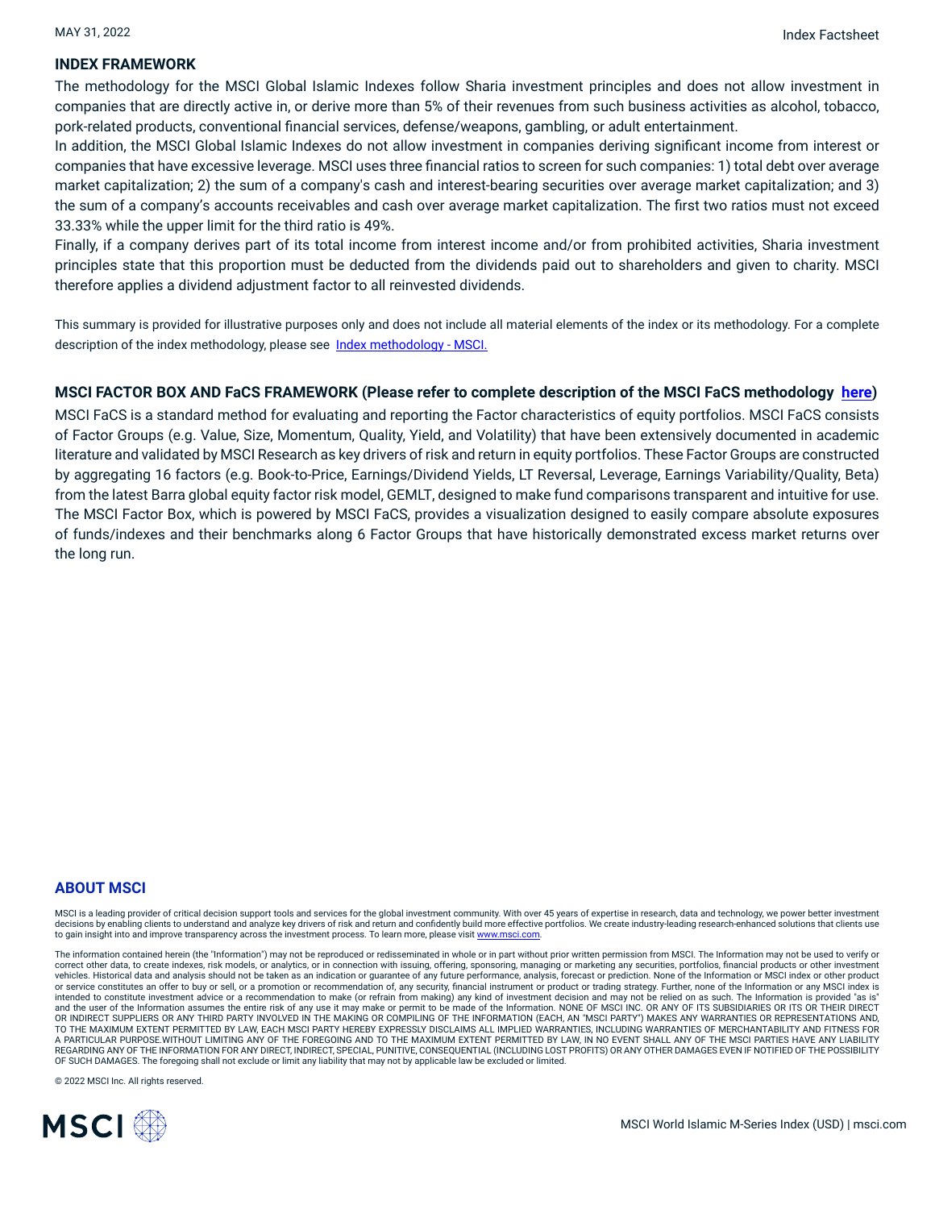## INDEX FRAMEWORK

The methodology for the MSCI Global Islamic Indexes follow Sharia investment principles and does not allow investment in companies that are directly active in, or derive more than 5% of their revenues from such business activities as alcohol, tobacco, pork-related products, conventional financial services, defense/weapons, gambling, or adult entertainment.

In addition, the MSCI Global Islamic Indexes do not allow investment in companies deriving significant income from interest or companies that have excessive leverage. MSCI uses three financial ratios to screen for such companies: 1) total debt over average market capitalization; 2) the sum of a company's cash and interest-bearing securities over average market capitalization; and 3) the sum of a company's accounts receivables and cash over average market capitalization. The first two ratios must not exceed 33.33% while the upper limit for the third ratio is 49%.

Finally, if a company derives part of its total income from interest income and/or from prohibited activities, Sharia investment principles state that this proportion must be deducted from the dividends paid out to shareholders and given to charity. MSCI therefore applies a dividend adjustment factor to all reinvested dividends.

This summary is provided for illustrative purposes only and does not include all material elements of the index or its methodology. For a complete description of the index methodology, please see [Index methodology - MSCI.]

## MSCI FACTOR BOX AND FaCS FRAMEWORK (Please refer to complete description of the MSCI FaCS methodology [here])

MSCI FaCS is a standard method for evaluating and reporting the Factor characteristics of equity portfolios. MSCI FaCS consists of Factor Groups (e.g. Value, Size, Momentum, Quality, Yield, and Volatility) that have been extensively documented in academic literature and validated by MSCI Research as key drivers of risk and return in equity portfolios. These Factor Groups are constructed by aggregating 16 factors (e.g. Book-to-Price, Earnings/Dividend Yields, LT Reversal, Leverage, Earnings Variability/Quality, Beta) from the latest Barra global equity factor risk model, GEMLT, designed to make fund comparisons transparent and intuitive for use. The MSCI Factor Box, which is powered by MSCI FaCS, provides a visualization designed to easily compare absolute exposures of funds/indexes and their benchmarks along 6 Factor Groups that have historically demonstrated excess market returns over the long run.

## ABOUT MSCI

MSCI is a leading provider of critical decision support tools and services for the global investment community. With over 45 years of expertise in research, data and technology, we power better investment decisions by enabling clients to understand and analyze key drivers of risk and return and confidently build more effective portfolios. We create industry-leading research-enhanced solutions that clients use to gain insight into and improve transparency across the investment process. To learn more, please visit www.msci.com.

The information contained herein (the "Information") may not be reproduced or redisseminated in whole or in part without prior written permission from MSCI. The Information may not be used to verify or correct other data, to create indexes, risk models, or analytics, or in connection with issuing, offering, sponsoring, managing or marketing any securities, portfolios, financial products or other investment vehicles. Historical data and analysis should not be taken as an indication or guarantee of any future performance, analysis, forecast or prediction. None of the Information or MSCI index or other product or service constitutes an offer to buy or sell, or a promotion or recommendation of, any security, financial instrument or product or trading strategy. Further, none of the Information or any MSCI index is intended to constitute investment advice or a recommendation to make (or refrain from making) any kind of investment decision and may not be relied on as such. The Information is provided "as is" and the user of the Information assumes the entire risk of any use it may make or permit to be made of the Information. NONE OF MSCI INC. OR ANY OF ITS SUBSIDIARIES OR ITS OR THEIR DIRECT OR INDIRECT SUPPLIERS OR ANY THIRD PARTY INVOLVED IN THE MAKING OR COMPILING OF THE INFORMATION (EACH, AN "MSCI PARTY") MAKES ANY WARRANTIES OR REPRESENTATIONS AND, TO THE MAXIMUM EXTENT PERMITTED BY LAW, EACH MSCI PARTY HEREBY EXPRESSLY DISCLAIMS ALL IMPLIED WARRANTIES, INCLUDING WARRANTIES OF MERCHANTABILITY AND FITNESS FOR A PARTICULAR PURPOSE.WITHOUT LIMITING ANY OF THE FOREGOING AND TO THE MAXIMUM EXTENT PERMITTED BY LAW, IN NO EVENT SHALL ANY OF THE MSCI PARTIES HAVE ANY LIABILITY REGARDING ANY OF THE INFORMATION FOR ANY DIRECT, INDIRECT, SPECIAL, PUNITIVE, CONSEQUENTIAL (INCLUDING LOST PROFITS) OR ANY OTHER DAMAGES EVEN IF NOTIFIED OF THE POSSIBILITY OF SUCH DAMAGES. The foregoing shall not exclude or limit any liability that may not by applicable law be excluded or limited.

© 2022 MSCI Inc. All rights reserved.